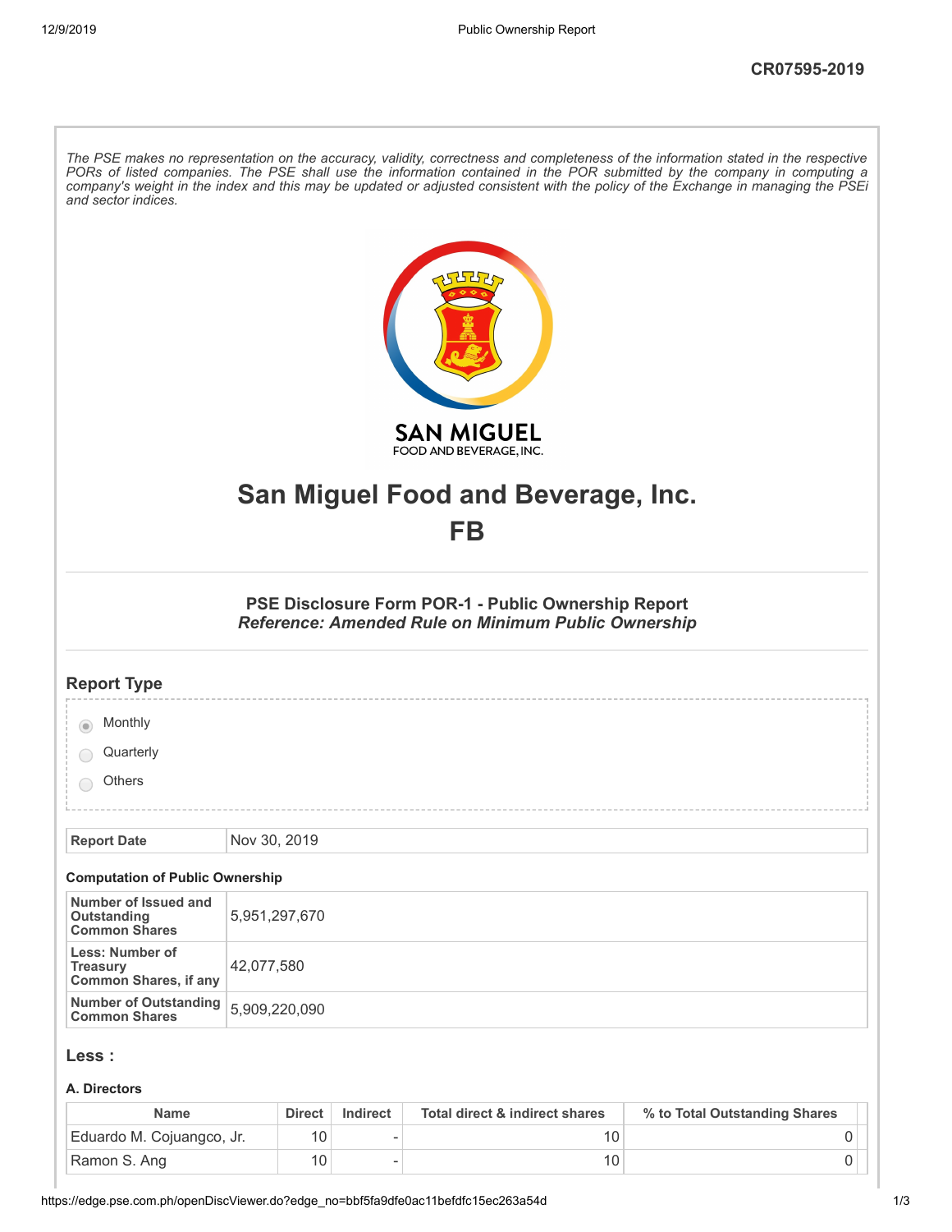CR07595-2019

*The PSE makes no representation on the accuracy, validity, correctness and completeness of the information stated in the respective PORs of listed companies. The PSE shall use the information contained in the POR submitted by the company in computing a company's weight in the index and this may be updated or adjusted consistent with the policy of the Exchange in managing the PSEi and sector indices.*

# San Miguel Food and Beverage, Inc.

# FB

### PSE Disclosure Form POR-1 - Public Ownership Report

***Reference: Amended Rule on Minimum Public Ownership***

## Report Type

- (•) Monthly
- ( ) Quarterly
- ( ) Others

| Report Date | Nov 30, 2019 |
|---|---|

### Computation of Public Ownership

| Number of Issued and Outstanding Common Shares | 5,951,297,670 |
|---|---|
| Less: Number of Treasury Common Shares, if any | 42,077,580 |
| Number of Outstanding Common Shares | 5,909,220,090 |

## Less :

### A. Directors

| Name | Direct | Indirect | Total direct & indirect shares | % to Total Outstanding Shares |
|---|---|---|---|---|
| Eduardo M. Cojuangco, Jr. | 10 | - | 10 | 0 |
| Ramon S. Ang | 10 | - | 10 | 0 |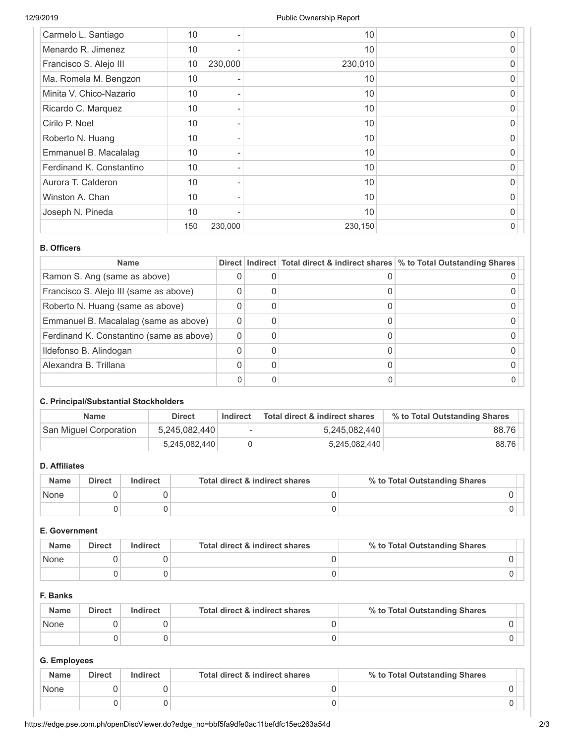| | | | | |
|---|---|---|---|---|
| Carmelo L. Santiago | 10 | - | 10 | 0 |
| Menardo R. Jimenez | 10 | - | 10 | 0 |
| Francisco S. Alejo III | 10 | 230,000 | 230,010 | 0 |
| Ma. Romela M. Bengzon | 10 | - | 10 | 0 |
| Minita V. Chico-Nazario | 10 | - | 10 | 0 |
| Ricardo C. Marquez | 10 | - | 10 | 0 |
| Cirilo P. Noel | 10 | - | 10 | 0 |
| Roberto N. Huang | 10 | - | 10 | 0 |
| Emmanuel B. Macalalag | 10 | - | 10 | 0 |
| Ferdinand K. Constantino | 10 | - | 10 | 0 |
| Aurora T. Calderon | 10 | - | 10 | 0 |
| Winston A. Chan | 10 | - | 10 | 0 |
| Joseph N. Pineda | 10 | - | 10 | 0 |
| | 150 | 230,000 | 230,150 | 0 |

**B. Officers**

| Name | Direct | Indirect | Total direct & indirect shares | % to Total Outstanding Shares |
|---|---|---|---|---|
| Ramon S. Ang (same as above) | 0 | 0 | 0 | 0 |
| Francisco S. Alejo III (same as above) | 0 | 0 | 0 | 0 |
| Roberto N. Huang (same as above) | 0 | 0 | 0 | 0 |
| Emmanuel B. Macalalag (same as above) | 0 | 0 | 0 | 0 |
| Ferdinand K. Constantino (same as above) | 0 | 0 | 0 | 0 |
| Ildefonso B. Alindogan | 0 | 0 | 0 | 0 |
| Alexandra B. Trillana | 0 | 0 | 0 | 0 |
| | 0 | 0 | 0 | 0 |

**C. Principal/Substantial Stockholders**

| Name | Direct | Indirect | Total direct & indirect shares | % to Total Outstanding Shares |
|---|---|---|---|---|
| San Miguel Corporation | 5,245,082,440 | - | 5,245,082,440 | 88.76 |
| | 5,245,082,440 | 0 | 5,245,082,440 | 88.76 |

**D. Affiliates**

| Name | Direct | Indirect | Total direct & indirect shares | % to Total Outstanding Shares |
|---|---|---|---|---|
| None | 0 | 0 | 0 | 0 |
| | 0 | 0 | 0 | 0 |

**E. Government**

| Name | Direct | Indirect | Total direct & indirect shares | % to Total Outstanding Shares |
|---|---|---|---|---|
| None | 0 | 0 | 0 | 0 |
| | 0 | 0 | 0 | 0 |

**F. Banks**

| Name | Direct | Indirect | Total direct & indirect shares | % to Total Outstanding Shares |
|---|---|---|---|---|
| None | 0 | 0 | 0 | 0 |
| | 0 | 0 | 0 | 0 |

**G. Employees**

| Name | Direct | Indirect | Total direct & indirect shares | % to Total Outstanding Shares |
|---|---|---|---|---|
| None | 0 | 0 | 0 | 0 |
| | 0 | 0 | 0 | 0 |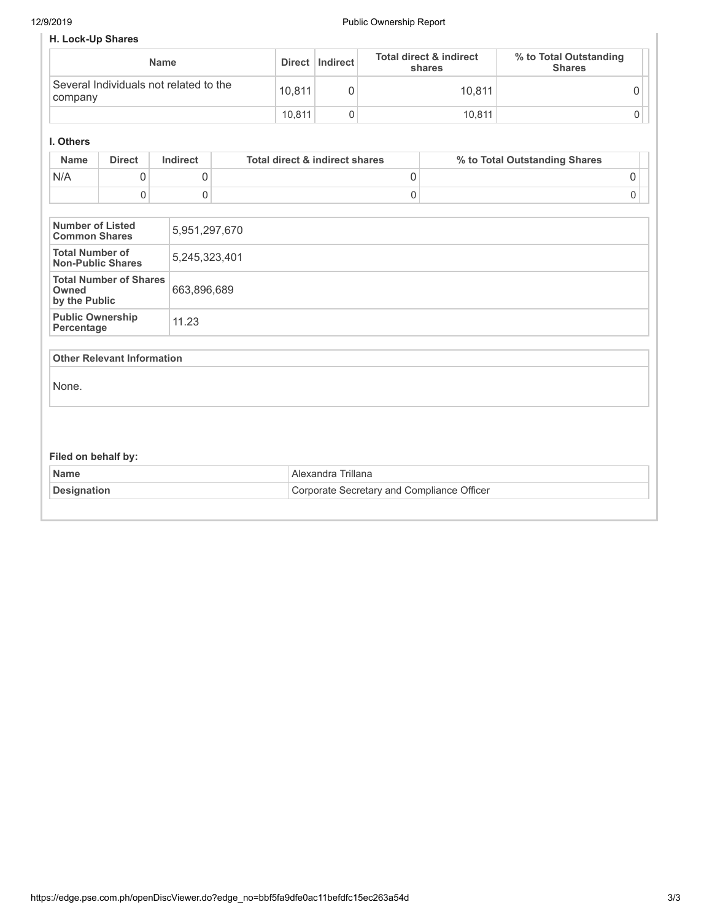### H. Lock-Up Shares

| Name | Direct | Indirect | Total direct & indirect shares | % to Total Outstanding Shares |
|---|---|---|---|---|
| Several Individuals not related to the company | 10,811 | 0 | 10,811 | 0 |
| | 10,811 | 0 | 10,811 | 0 |

### I. Others

| Name | Direct | Indirect | Total direct & indirect shares | % to Total Outstanding Shares |
|---|---|---|---|---|
| N/A | 0 | 0 | 0 | 0 |
| | 0 | 0 | 0 | 0 |

| | |
|---|---|
| **Number of Listed Common Shares** | 5,951,297,670 |
| **Total Number of Non-Public Shares** | 5,245,323,401 |
| **Total Number of Shares Owned by the Public** | 663,896,689 |
| **Public Ownership Percentage** | 11.23 |

| **Other Relevant Information** |
|---|
| None. |

**Filed on behalf by:**

| | |
|---|---|
| **Name** | Alexandra Trillana |
| **Designation** | Corporate Secretary and Compliance Officer |